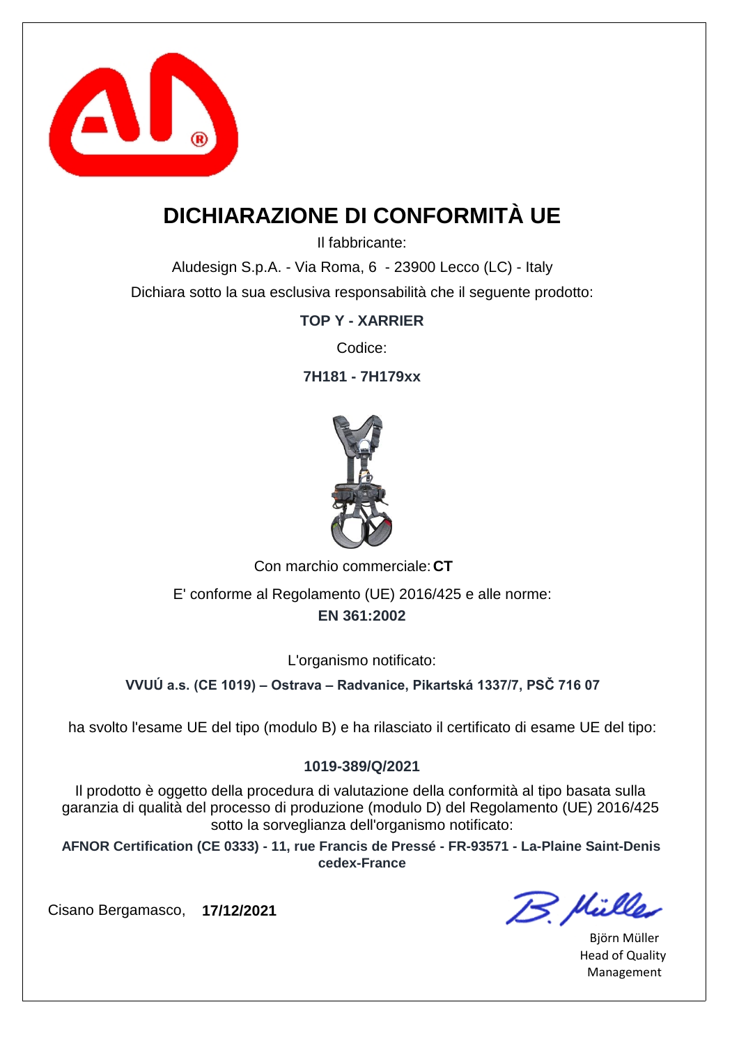# DICHIARAZIONE DI CONFORMITÀ UE

Il fabbricante:

Aludesign S.p.A. - Via Roma, 6 - 23900 Lecco (LC) - Italy

Dichiara sotto la sua esclusiva responsabilità che il seguente prodotto:

**TOP Y - XARRIER**

Codice:

**7H181 - 7H179xx**

Con marchio commerciale: **CT**

E' conforme al Regolamento (UE) 2016/425 e alle norme:

**EN 361:2002**

L'organismo notificato:

**VVUÚ a.s. (CE 1019) – Ostrava – Radvanice, Pikartská 1337/7, PSČ 716 07**

ha svolto l'esame UE del tipo (modulo B) e ha rilasciato il certificato di esame UE del tipo:

**1019-389/Q/2021**

Il prodotto è oggetto della procedura di valutazione della conformità al tipo basata sulla garanzia di qualità del processo di produzione (modulo D) del Regolamento (UE) 2016/425 sotto la sorveglianza dell'organismo notificato:

**AFNOR Certification (CE 0333) - 11, rue Francis de Pressé - FR-93571 - La-Plaine Saint-Denis cedex-France**

Cisano Bergamasco, **17/12/2021**

Björn Müller
Head of Quality Management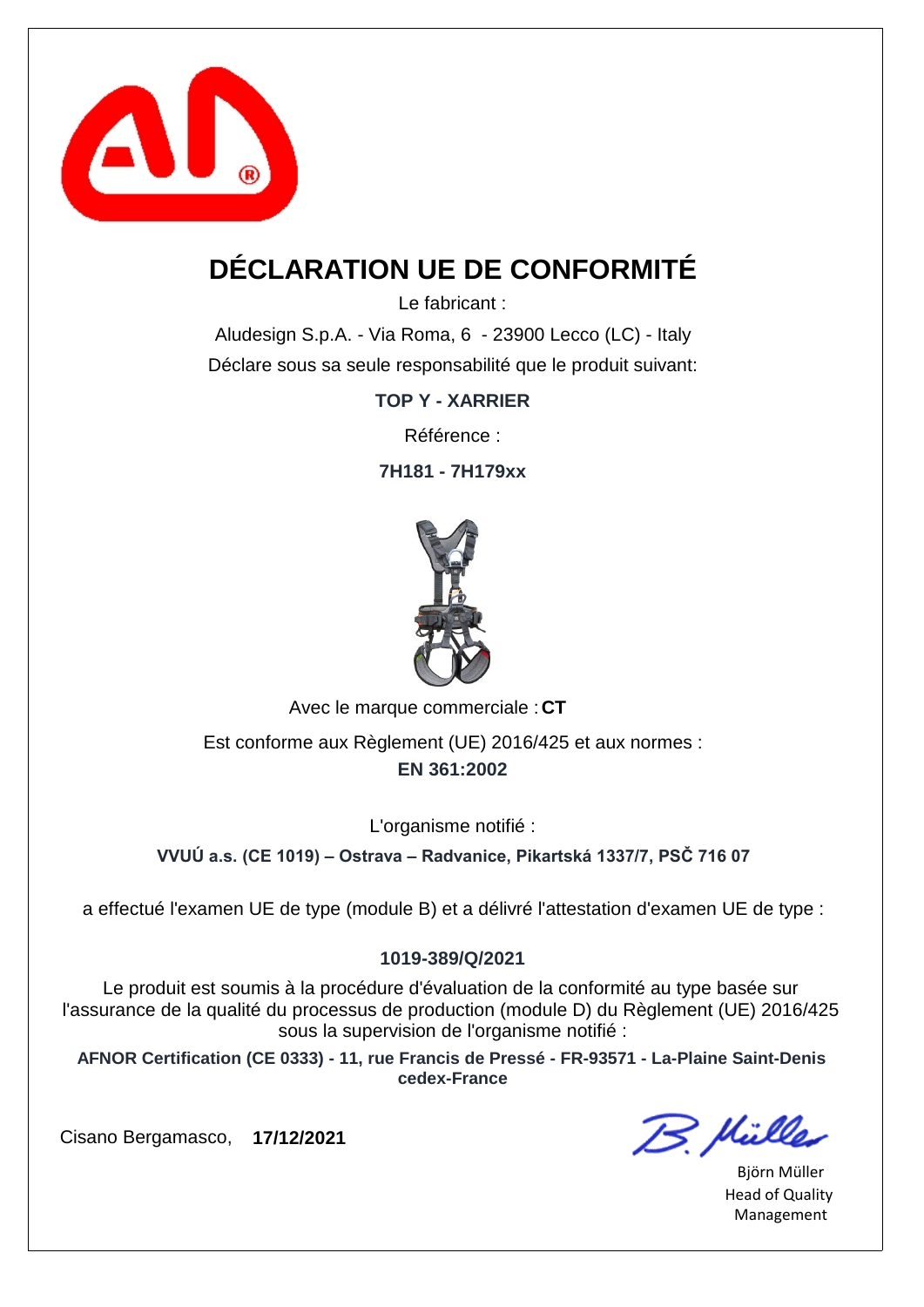# DÉCLARATION UE DE CONFORMITÉ

Le fabricant :

Aludesign S.p.A. - Via Roma, 6 - 23900 Lecco (LC) - Italy

Déclare sous sa seule responsabilité que le produit suivant:

**TOP Y - XARRIER**

Référence :

**7H181 - 7H179xx**

Avec le marque commerciale : **CT**

Est conforme aux Règlement (UE) 2016/425 et aux normes :

**EN 361:2002**

L'organisme notifié :

**VVUÚ a.s. (CE 1019) – Ostrava – Radvanice, Pikartská 1337/7, PSČ 716 07**

a effectué l'examen UE de type (module B) et a délivré l'attestation d'examen UE de type :

**1019-389/Q/2021**

Le produit est soumis à la procédure d'évaluation de la conformité au type basée sur l'assurance de la qualité du processus de production (module D) du Règlement (UE) 2016/425 sous la supervision de l'organisme notifié :

**AFNOR Certification (CE 0333) - 11, rue Francis de Pressé - FR-93571 - La-Plaine Saint-Denis cedex-France**

Cisano Bergamasco, **17/12/2021**

Björn Müller
Head of Quality Management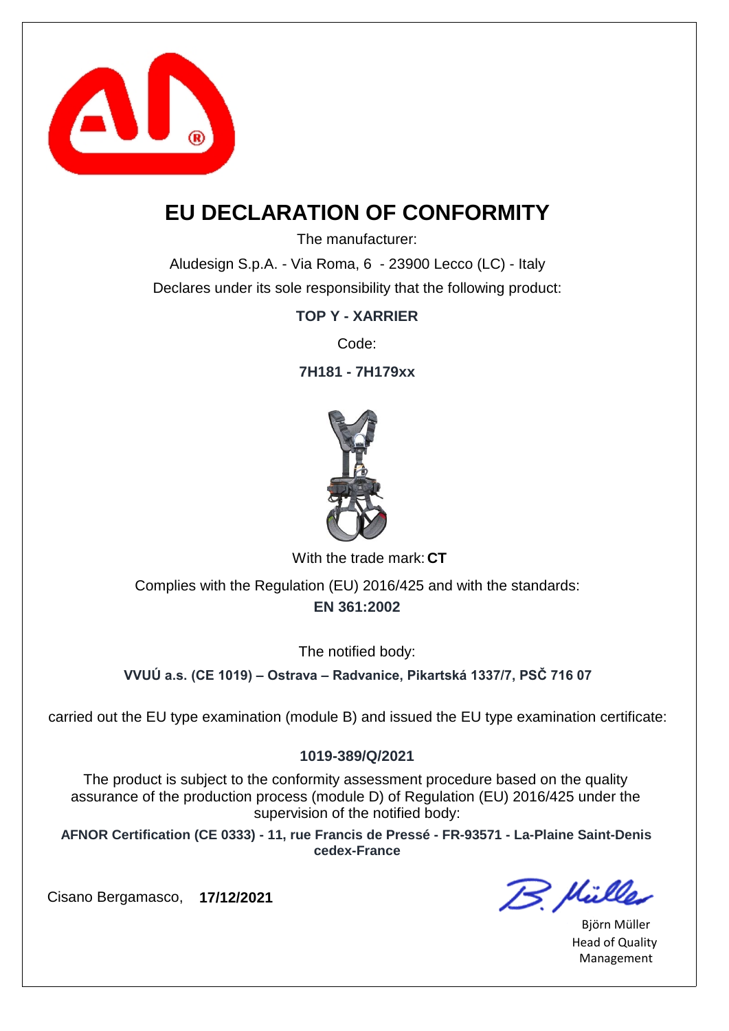# EU DECLARATION OF CONFORMITY

The manufacturer:

Aludesign S.p.A. - Via Roma, 6 - 23900 Lecco (LC) - Italy

Declares under its sole responsibility that the following product:

**TOP Y - XARRIER**

Code:

**7H181 - 7H179xx**

With the trade mark: **CT**

Complies with the Regulation (EU) 2016/425 and with the standards:

**EN 361:2002**

The notified body:

**VVUÚ a.s. (CE 1019) – Ostrava – Radvanice, Pikartská 1337/7, PSČ 716 07**

carried out the EU type examination (module B) and issued the EU type examination certificate:

**1019-389/Q/2021**

The product is subject to the conformity assessment procedure based on the quality assurance of the production process (module D) of Regulation (EU) 2016/425 under the supervision of the notified body:

**AFNOR Certification (CE 0333) - 11, rue Francis de Pressé - FR-93571 - La-Plaine Saint-Denis cedex-France**

Cisano Bergamasco, **17/12/2021**

Björn Müller
Head of Quality Management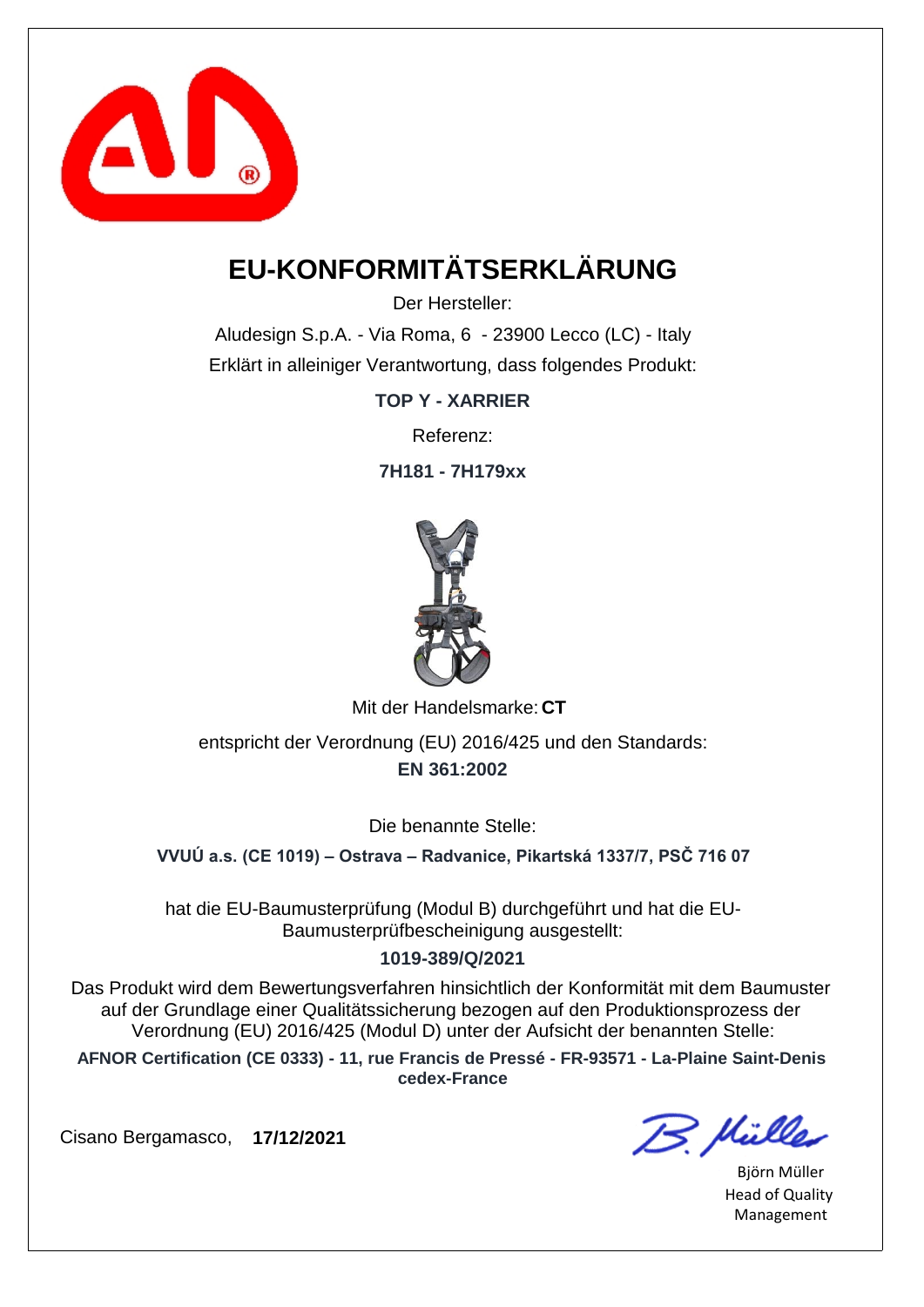# EU-KONFORMITÄTSERKLÄRUNG

Der Hersteller:

Aludesign S.p.A. - Via Roma, 6 - 23900 Lecco (LC) - Italy

Erklärt in alleiniger Verantwortung, dass folgendes Produkt:

**TOP Y - XARRIER**

Referenz:

**7H181 - 7H179xx**

Mit der Handelsmarke: **CT**

entspricht der Verordnung (EU) 2016/425 und den Standards:

**EN 361:2002**

Die benannte Stelle:

**VVUÚ a.s. (CE 1019) – Ostrava – Radvanice, Pikartská 1337/7, PSČ 716 07**

hat die EU-Baumusterprüfung (Modul B) durchgeführt und hat die EU-Baumusterprüfbescheinigung ausgestellt:

**1019-389/Q/2021**

Das Produkt wird dem Bewertungsverfahren hinsichtlich der Konformität mit dem Baumuster auf der Grundlage einer Qualitätssicherung bezogen auf den Produktionsprozess der Verordnung (EU) 2016/425 (Modul D) unter der Aufsicht der benannten Stelle:

**AFNOR Certification (CE 0333) - 11, rue Francis de Pressé - FR-93571 - La-Plaine Saint-Denis cedex-France**

Cisano Bergamasco, **17/12/2021**

Björn Müller
Head of Quality Management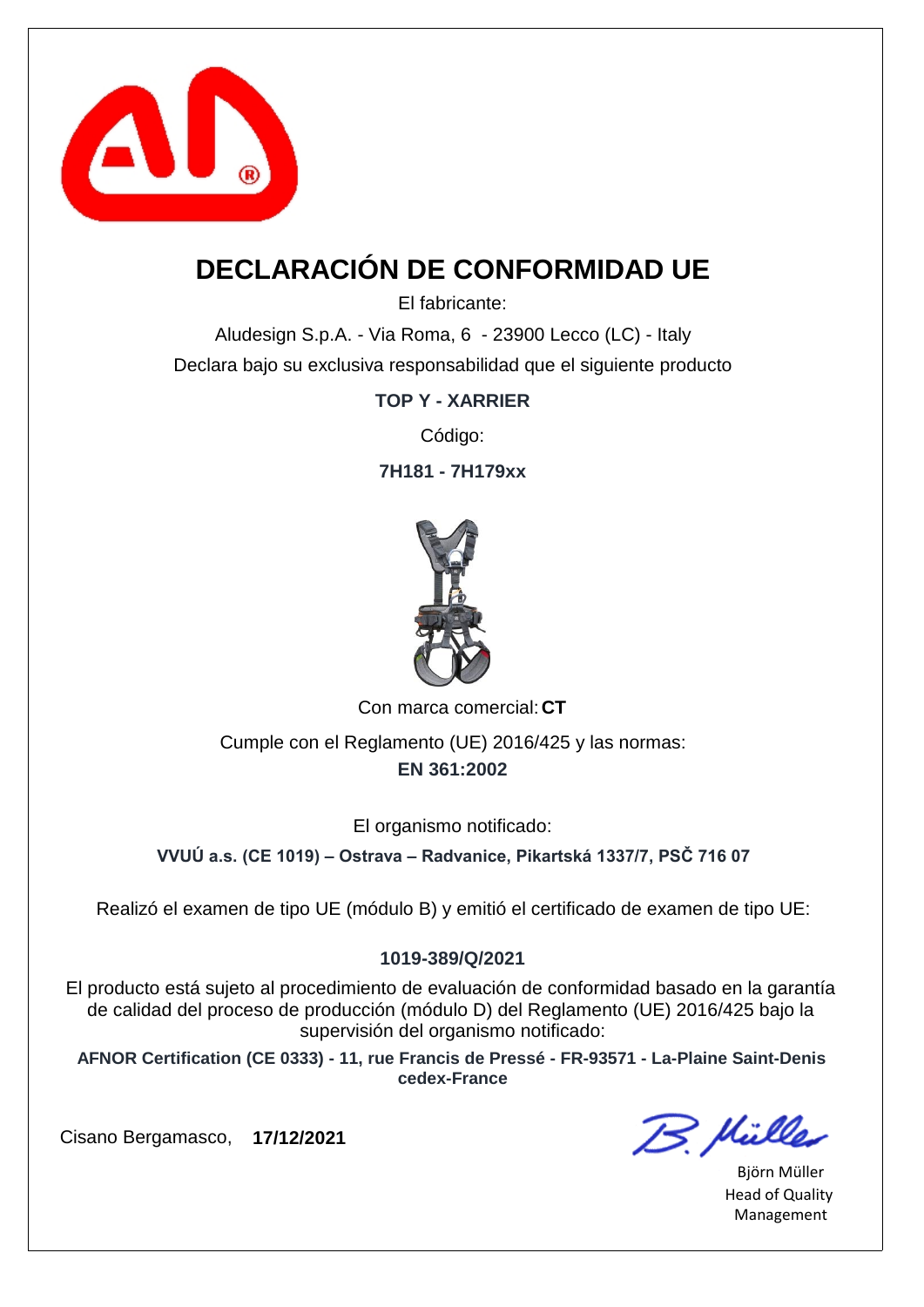# DECLARACIÓN DE CONFORMIDAD UE

El fabricante:

Aludesign S.p.A. - Via Roma, 6 - 23900 Lecco (LC) - Italy

Declara bajo su exclusiva responsabilidad que el siguiente producto

**TOP Y - XARRIER**

Código:

**7H181 - 7H179xx**

Con marca comercial: **CT**

Cumple con el Reglamento (UE) 2016/425 y las normas:

**EN 361:2002**

El organismo notificado:

**VVUÚ a.s. (CE 1019) – Ostrava – Radvanice, Pikartská 1337/7, PSČ 716 07**

Realizó el examen de tipo UE (módulo B) y emitió el certificado de examen de tipo UE:

**1019-389/Q/2021**

El producto está sujeto al procedimiento de evaluación de conformidad basado en la garantía de calidad del proceso de producción (módulo D) del Reglamento (UE) 2016/425 bajo la supervisión del organismo notificado:

**AFNOR Certification (CE 0333) - 11, rue Francis de Pressé - FR-93571 - La-Plaine Saint-Denis cedex-France**

Cisano Bergamasco, **17/12/2021**

Björn Müller
Head of Quality Management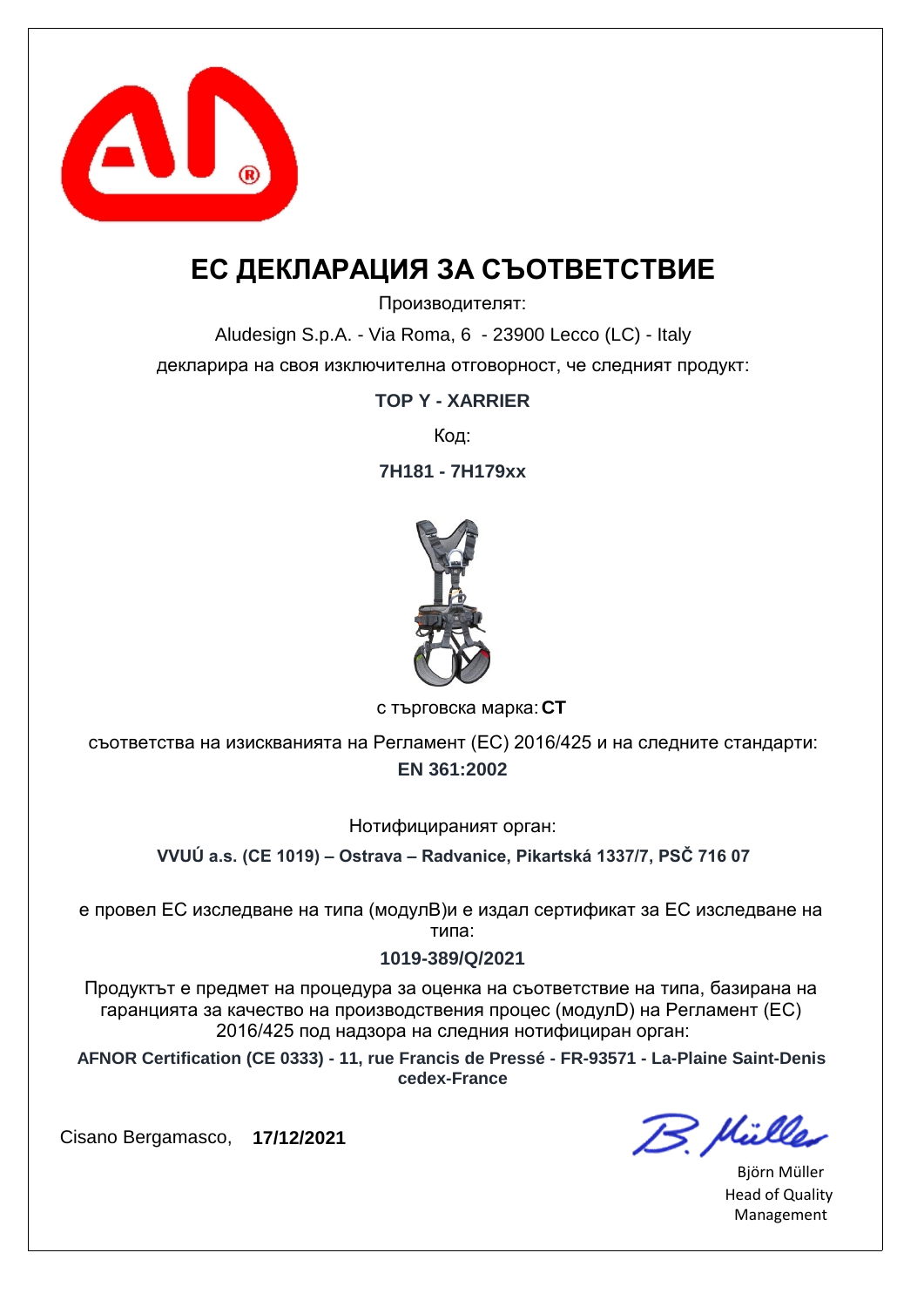# ЕС ДЕКЛАРАЦИЯ ЗА СЪОТВЕТСТВИЕ

Производителят:

Aludesign S.p.A. - Via Roma, 6 - 23900 Lecco (LC) - Italy

декларира на своя изключителна отговорност, че следният продукт:

**TOP Y - XARRIER**

Код:

**7H181 - 7H179xx**

с търговска марка: **CT**

съответства на изискванията на Регламент (ЕС) 2016/425 и на следните стандарти:

**EN 361:2002**

Нотифицираният орган:

**VVUÚ a.s. (CE 1019) – Ostrava – Radvanice, Pikartská 1337/7, PSČ 716 07**

е провел ЕС изследване на типа (модулB)и е издал сертификат за ЕС изследване на типа:

**1019-389/Q/2021**

Продуктът е предмет на процедура за оценка на съответствие на типа, базирана на гаранцията за качество на производствения процес (модулD) на Регламент (ЕС) 2016/425 под надзора на следния нотифициран орган:

**AFNOR Certification (CE 0333) - 11, rue Francis de Pressé - FR-93571 - La-Plaine Saint-Denis cedex-France**

Cisano Bergamasco, **17/12/2021**

Björn Müller
Head of Quality Management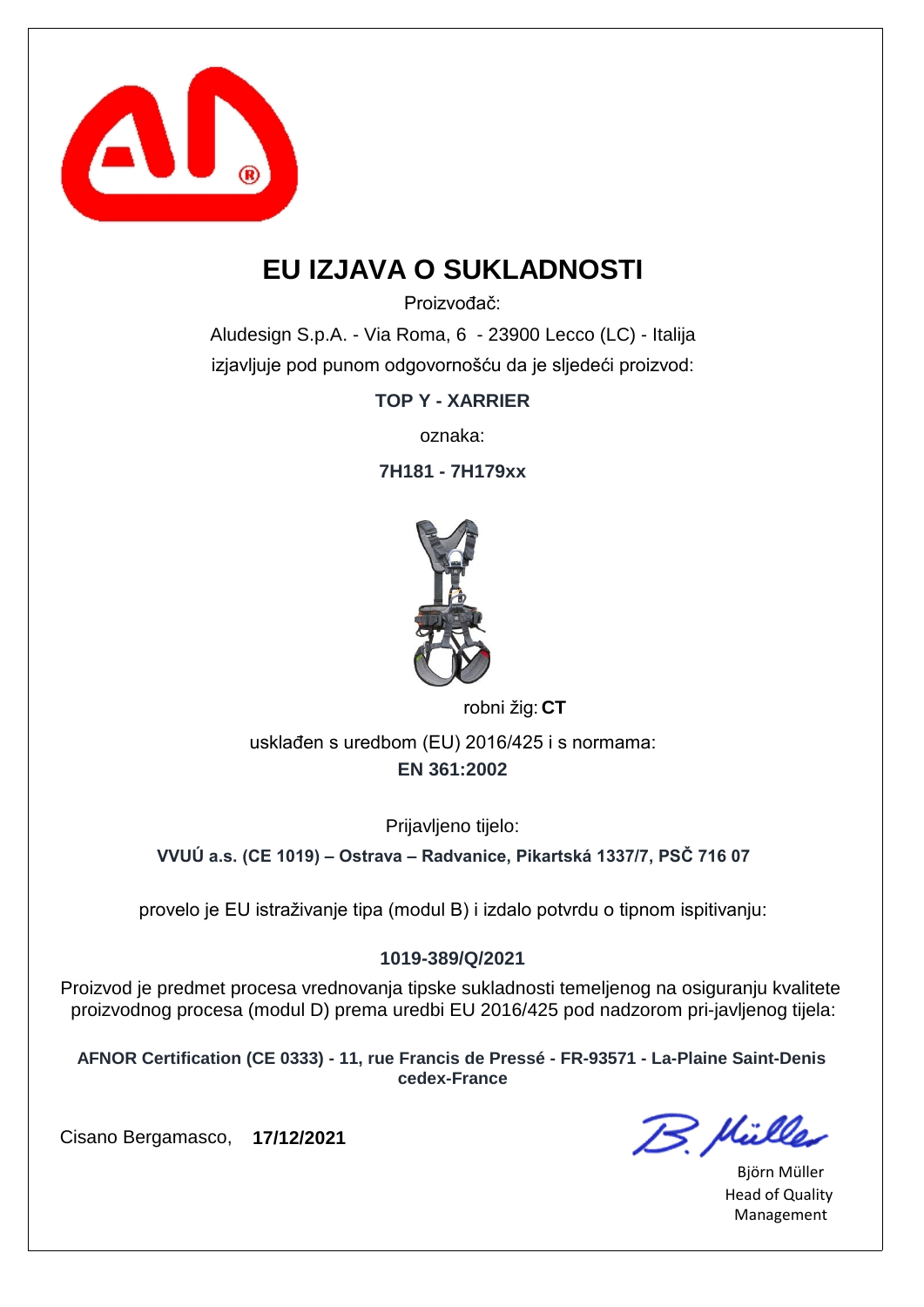# EU IZJAVA O SUKLADNOSTI

Proizvođač:

Aludesign S.p.A. - Via Roma, 6 - 23900 Lecco (LC) - Italija

izjavljuje pod punom odgovornošću da je sljedeći proizvod:

**TOP Y - XARRIER**

oznaka:

**7H181 - 7H179xx**

robni žig: **CT**

usklađen s uredbom (EU) 2016/425 i s normama:

**EN 361:2002**

Prijavljeno tijelo:

**VVUÚ a.s. (CE 1019) – Ostrava – Radvanice, Pikartská 1337/7, PSČ 716 07**

provelo je EU istraživanje tipa (modul B) i izdalo potvrdu o tipnom ispitivanju:

**1019-389/Q/2021**

Proizvod je predmet procesa vrednovanja tipske sukladnosti temeljenog na osiguranju kvalitete proizvodnog procesa (modul D) prema uredbi EU 2016/425 pod nadzorom pri-javljenog tijela:

**AFNOR Certification (CE 0333) - 11, rue Francis de Pressé - FR-93571 - La-Plaine Saint-Denis cedex-France**

Cisano Bergamasco, **17/12/2021**

Björn Müller
Head of Quality Management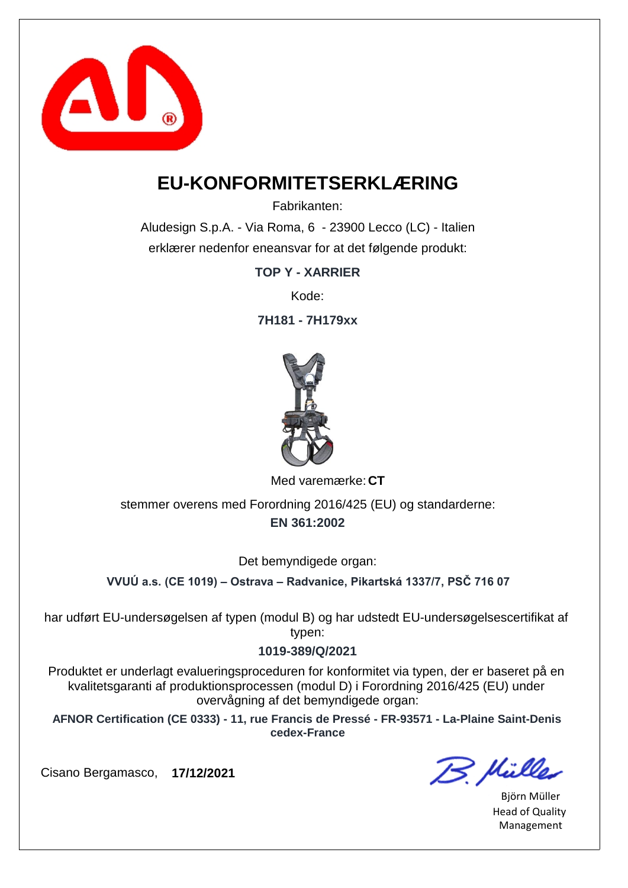# EU-KONFORMITETSERKLÆRING

Fabrikanten:

Aludesign S.p.A. - Via Roma, 6 - 23900 Lecco (LC) - Italien

erklærer nedenfor eneansvar for at det følgende produkt:

**TOP Y - XARRIER**

Kode:

**7H181 - 7H179xx**

Med varemærke: **CT**

stemmer overens med Forordning 2016/425 (EU) og standarderne:

**EN 361:2002**

Det bemyndigede organ:

**VVUÚ a.s. (CE 1019) – Ostrava – Radvanice, Pikartská 1337/7, PSČ 716 07**

har udført EU-undersøgelsen af typen (modul B) og har udstedt EU-undersøgelsescertifikat af typen:

**1019-389/Q/2021**

Produktet er underlagt evalueringsproceduren for konformitet via typen, der er baseret på en kvalitetsgaranti af produktionsprocessen (modul D) i Forordning 2016/425 (EU) under overvågning af det bemyndigede organ:

**AFNOR Certification (CE 0333) - 11, rue Francis de Pressé - FR-93571 - La-Plaine Saint-Denis cedex-France**

Cisano Bergamasco, **17/12/2021**

Björn Müller
Head of Quality Management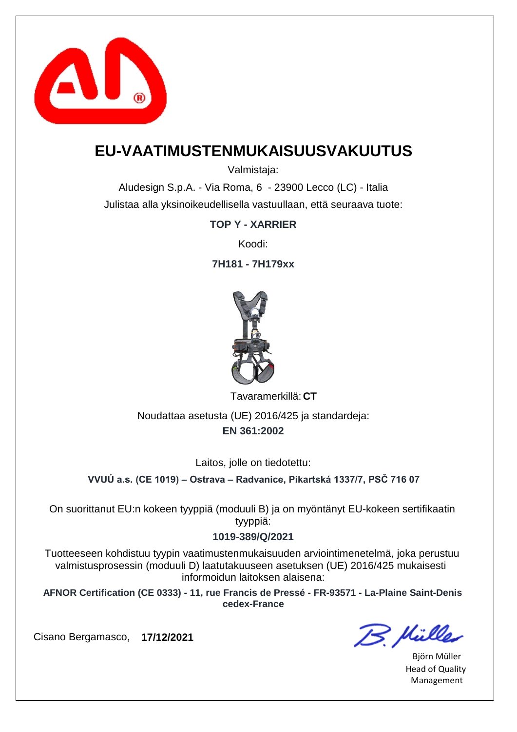# EU-VAATIMUSTENMUKAISUUSVAKUUTUS

Valmistaja:

Aludesign S.p.A. - Via Roma, 6 - 23900 Lecco (LC) - Italia

Julistaa alla yksinoikeudellisella vastuullaan, että seuraava tuote:

**TOP Y - XARRIER**

Koodi:

**7H181 - 7H179xx**

Tavaramerkillä: **CT**

Noudattaa asetusta (UE) 2016/425 ja standardeja:

**EN 361:2002**

Laitos, jolle on tiedotettu:

**VVUÚ a.s. (CE 1019) – Ostrava – Radvanice, Pikartská 1337/7, PSČ 716 07**

On suorittanut EU:n kokeen tyyppiä (moduuli B) ja on myöntänyt EU-kokeen sertifikaatin tyyppiä:

**1019-389/Q/2021**

Tuotteeseen kohdistuu tyypin vaatimustenmukaisuuden arviointimenetelmä, joka perustuu valmistusprosessin (moduuli D) laatutakuuseen asetuksen (UE) 2016/425 mukaisesti informoidun laitoksen alaisena:

**AFNOR Certification (CE 0333) - 11, rue Francis de Pressé - FR-93571 - La-Plaine Saint-Denis cedex-France**

Cisano Bergamasco, **17/12/2021**

B. Müller

Björn Müller
Head of Quality Management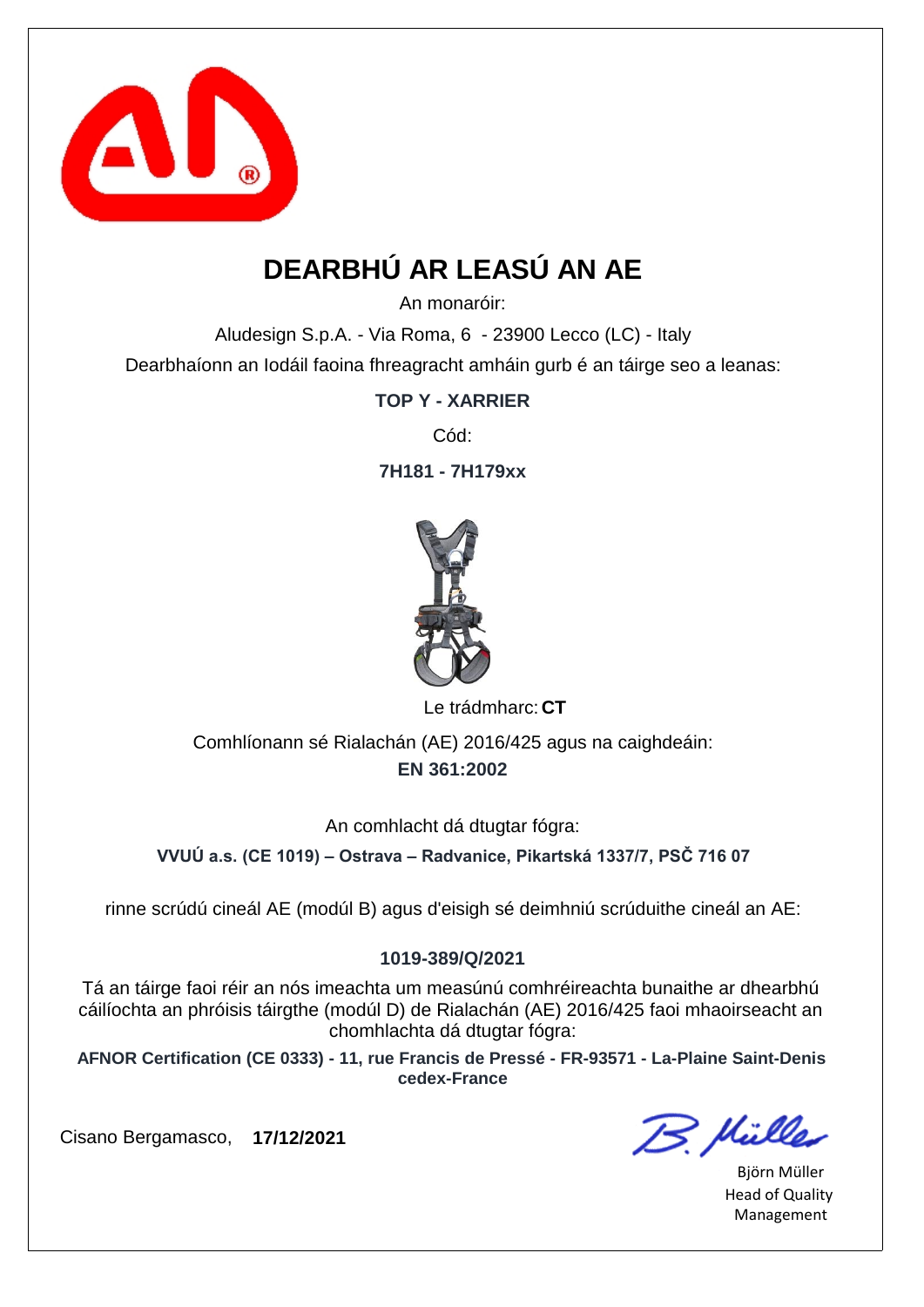# DEARBHÚ AR LEASÚ AN AE

An monaróir:

Aludesign S.p.A. - Via Roma, 6 - 23900 Lecco (LC) - Italy

Dearbhaíonn an Iodáil faoina fhreagracht amháin gurb é an táirge seo a leanas:

**TOP Y - XARRIER**

Cód:

**7H181 - 7H179xx**

Le trádmharc: **CT**

Comhlíonann sé Rialachán (AE) 2016/425 agus na caighdeáin:

**EN 361:2002**

An comhlacht dá dtugtar fógra:

**VVUÚ a.s. (CE 1019) – Ostrava – Radvanice, Pikartská 1337/7, PSČ 716 07**

rinne scrúdú cineál AE (modúl B) agus d'eisigh sé deimhniú scrúduithe cineál an AE:

**1019-389/Q/2021**

Tá an táirge faoi réir an nós imeachta um measúnú comhréireachta bunaithe ar dhearbhú cáilíochta an phróisis táirgthe (modúl D) de Rialachán (AE) 2016/425 faoi mhaoirseacht an chomhlachta dá dtugtar fógra:

**AFNOR Certification (CE 0333) - 11, rue Francis de Pressé - FR-93571 - La-Plaine Saint-Denis cedex-France**

Cisano Bergamasco, **17/12/2021**

Björn Müller
Head of Quality Management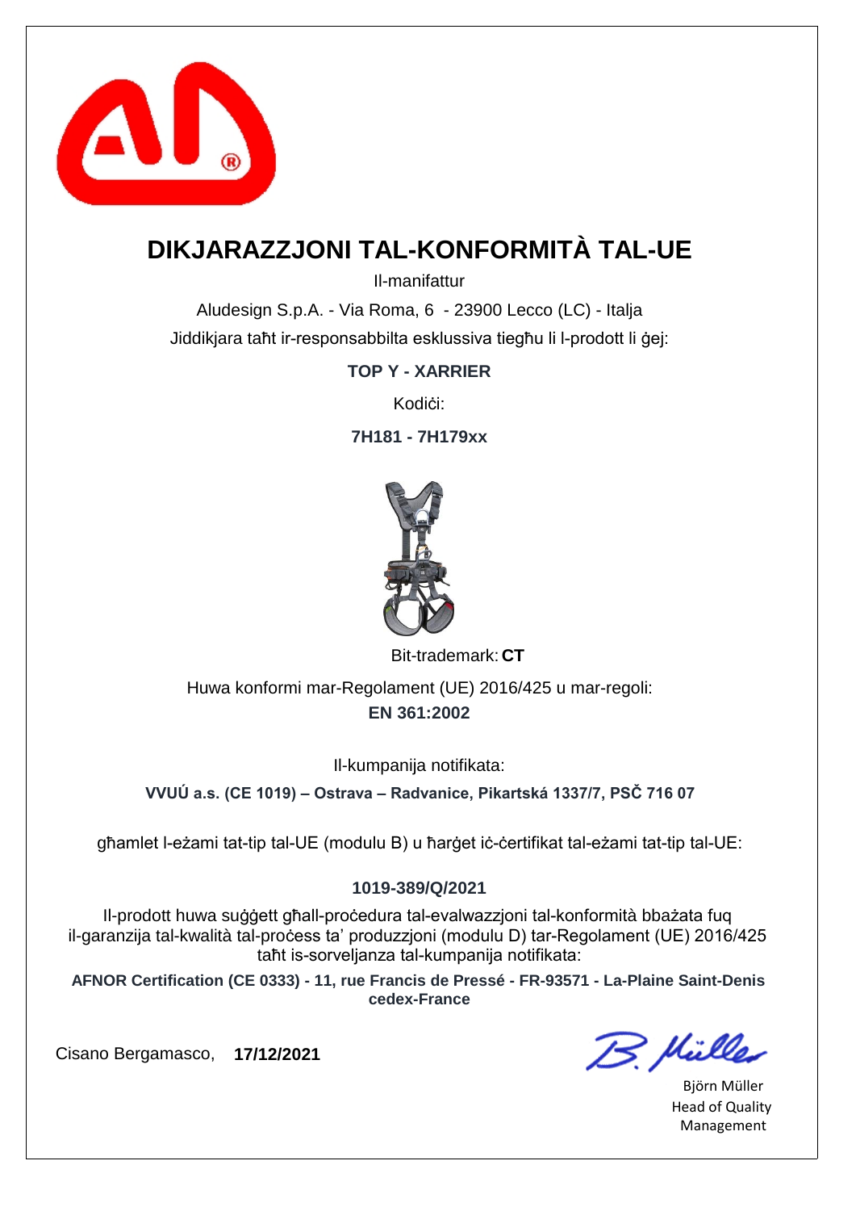# DIKJARAZZJONI TAL-KONFORMITÀ TAL-UE

Il-manifattur

Aludesign S.p.A. - Via Roma, 6 - 23900 Lecco (LC) - Italja

Jiddikjara taħt ir-responsabbilta esklussiva tiegħu li l-prodott li ġej:

**TOP Y - XARRIER**

Kodiċi:

**7H181 - 7H179xx**

Bit-trademark: **CT**

Huwa konformi mar-Regolament (UE) 2016/425 u mar-regoli:

**EN 361:2002**

Il-kumpanija notifikata:

**VVUÚ a.s. (CE 1019) – Ostrava – Radvanice, Pikartská 1337/7, PSČ 716 07**

għamlet l-eżami tat-tip tal-UE (modulu B) u ħarġet iċ-ċertifikat tal-eżami tat-tip tal-UE:

**1019-389/Q/2021**

Il-prodott huwa suġġett għall-proċedura tal-evalwazzjoni tal-konformità bbażata fuq il-garanzija tal-kwalità tal-proċess ta' produzzjoni (modulu D) tar-Regolament (UE) 2016/425 taħt is-sorveljanza tal-kumpanija notifikata:

**AFNOR Certification (CE 0333) - 11, rue Francis de Pressé - FR-93571 - La-Plaine Saint-Denis cedex-France**

Cisano Bergamasco, **17/12/2021**

Björn Müller
Head of Quality Management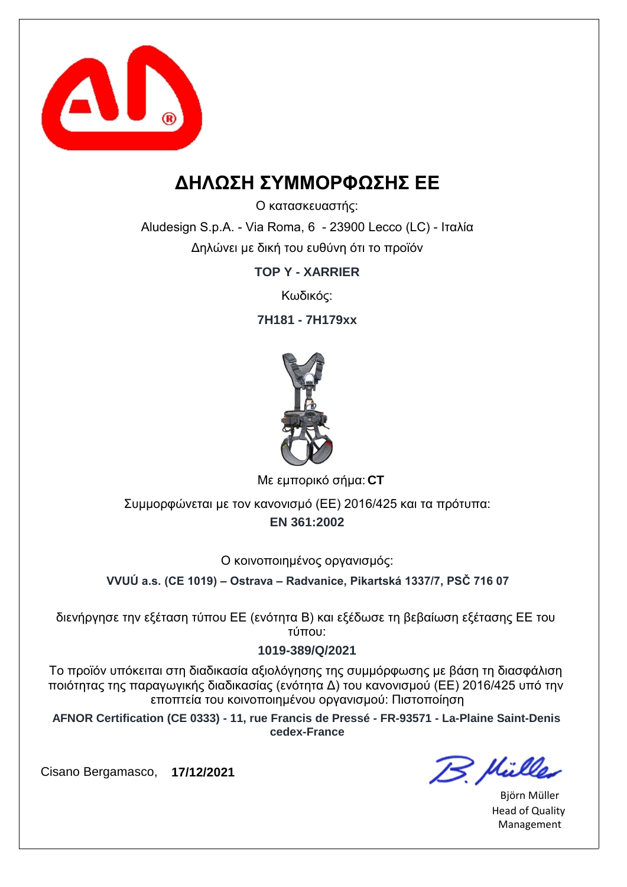# ΔΗΛΩΣΗ ΣΥΜΜΟΡΦΩΣΗΣ ΕΕ

Ο κατασκευαστής:

Aludesign S.p.A. - Via Roma, 6 - 23900 Lecco (LC) - Ιταλία

Δηλώνει με δική του ευθύνη ότι το προϊόν

**TOP Y - XARRIER**

Κωδικός:

**7H181 - 7H179xx**

Με εμπορικό σήμα: **CT**

Συμμορφώνεται με τον κανονισμό (ΕΕ) 2016/425 και τα πρότυπα:

**EN 361:2002**

Ο κοινοποιημένος οργανισμός:

**VVUÚ a.s. (CE 1019) – Ostrava – Radvanice, Pikartská 1337/7, PSČ 716 07**

διενήργησε την εξέταση τύπου ΕΕ (ενότητα B) και εξέδωσε τη βεβαίωση εξέτασης ΕΕ του τύπου:

**1019-389/Q/2021**

Το προϊόν υπόκειται στη διαδικασία αξιολόγησης της συμμόρφωσης με βάση τη διασφάλιση ποιότητας της παραγωγικής διαδικασίας (ενότητα Δ) του κανονισμού (ΕΕ) 2016/425 υπό την εποπτεία του κοινοποιημένου οργανισμού: Πιστοποίηση

**AFNOR Certification (CE 0333) - 11, rue Francis de Pressé - FR-93571 - La-Plaine Saint-Denis cedex-France**

Cisano Bergamasco, **17/12/2021**

B. Müller

Björn Müller
Head of Quality Management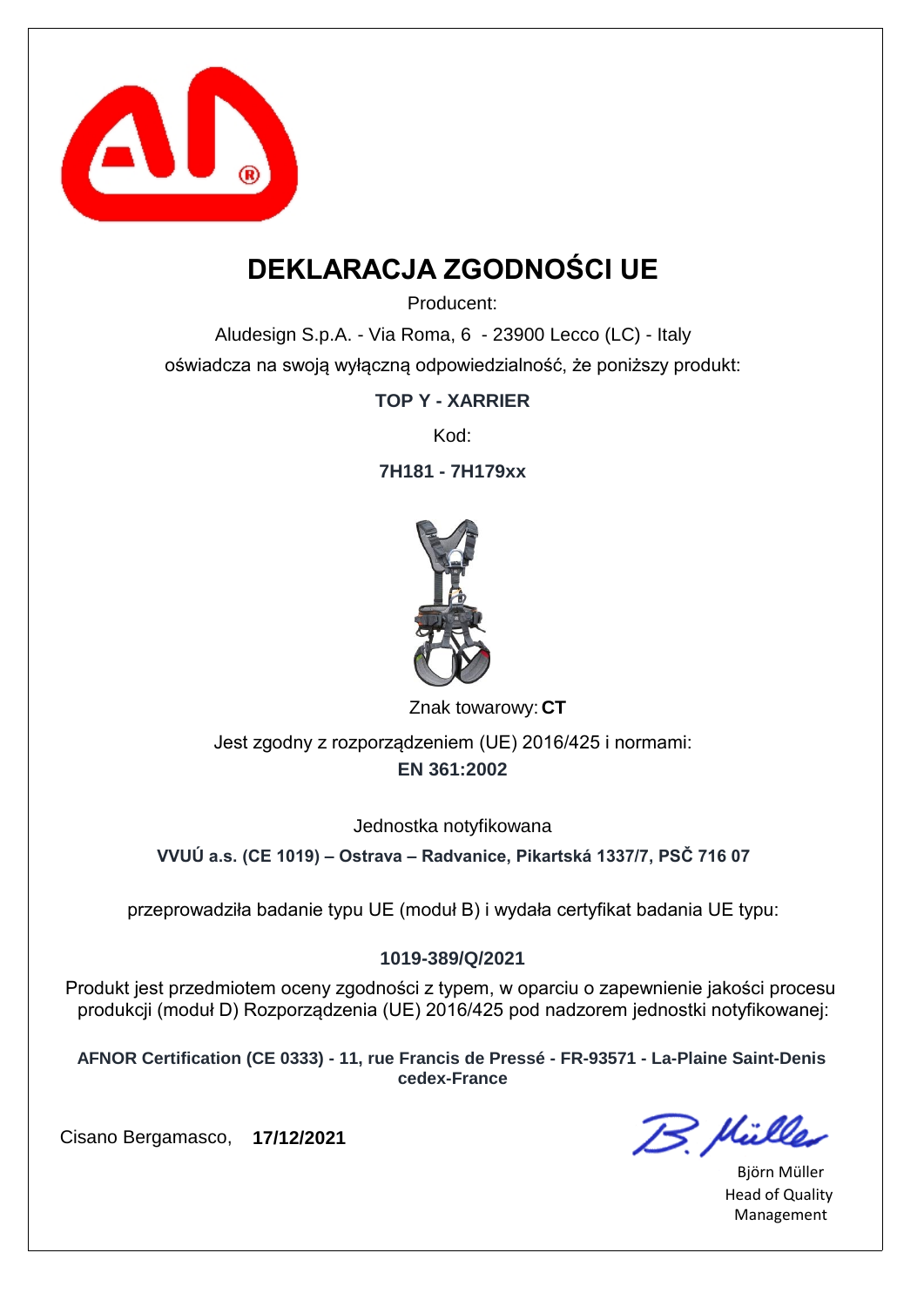# DEKLARACJA ZGODNOŚCI UE

Producent:

Aludesign S.p.A. - Via Roma, 6 - 23900 Lecco (LC) - Italy

oświadcza na swoją wyłączną odpowiedzialność, że poniższy produkt:

**TOP Y - XARRIER**

Kod:

**7H181 - 7H179xx**

Znak towarowy: **CT**

Jest zgodny z rozporządzeniem (UE) 2016/425 i normami:

**EN 361:2002**

Jednostka notyfikowana

**VVUÚ a.s. (CE 1019) – Ostrava – Radvanice, Pikartská 1337/7, PSČ 716 07**

przeprowadziła badanie typu UE (moduł B) i wydała certyfikat badania UE typu:

**1019-389/Q/2021**

Produkt jest przedmiotem oceny zgodności z typem, w oparciu o zapewnienie jakości procesu produkcji (moduł D) Rozporządzenia (UE) 2016/425 pod nadzorem jednostki notyfikowanej:

**AFNOR Certification (CE 0333) - 11, rue Francis de Pressé - FR-93571 - La-Plaine Saint-Denis cedex-France**

Cisano Bergamasco, **17/12/2021**

Björn Müller
Head of Quality Management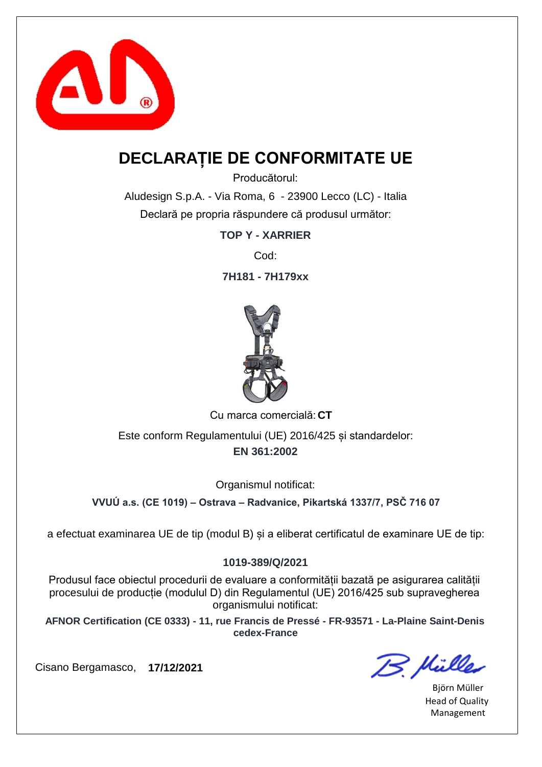# DECLARAȚIE DE CONFORMITATE UE

Producătorul:

Aludesign S.p.A. - Via Roma, 6 - 23900 Lecco (LC) - Italia

Declară pe propria răspundere că produsul următor:

**TOP Y - XARRIER**

Cod:

**7H181 - 7H179xx**

Cu marca comercială: **CT**

Este conform Regulamentului (UE) 2016/425 și standardelor:

**EN 361:2002**

Organismul notificat:

**VVUÚ a.s. (CE 1019) – Ostrava – Radvanice, Pikartská 1337/7, PSČ 716 07**

a efectuat examinarea UE de tip (modul B) și a eliberat certificatul de examinare UE de tip:

**1019-389/Q/2021**

Produsul face obiectul procedurii de evaluare a conformității bazată pe asigurarea calității procesului de producție (modulul D) din Regulamentul (UE) 2016/425 sub supravegherea organismului notificat:

**AFNOR Certification (CE 0333) - 11, rue Francis de Pressé - FR-93571 - La-Plaine Saint-Denis cedex-France**

Cisano Bergamasco, **17/12/2021**

Björn Müller
Head of Quality Management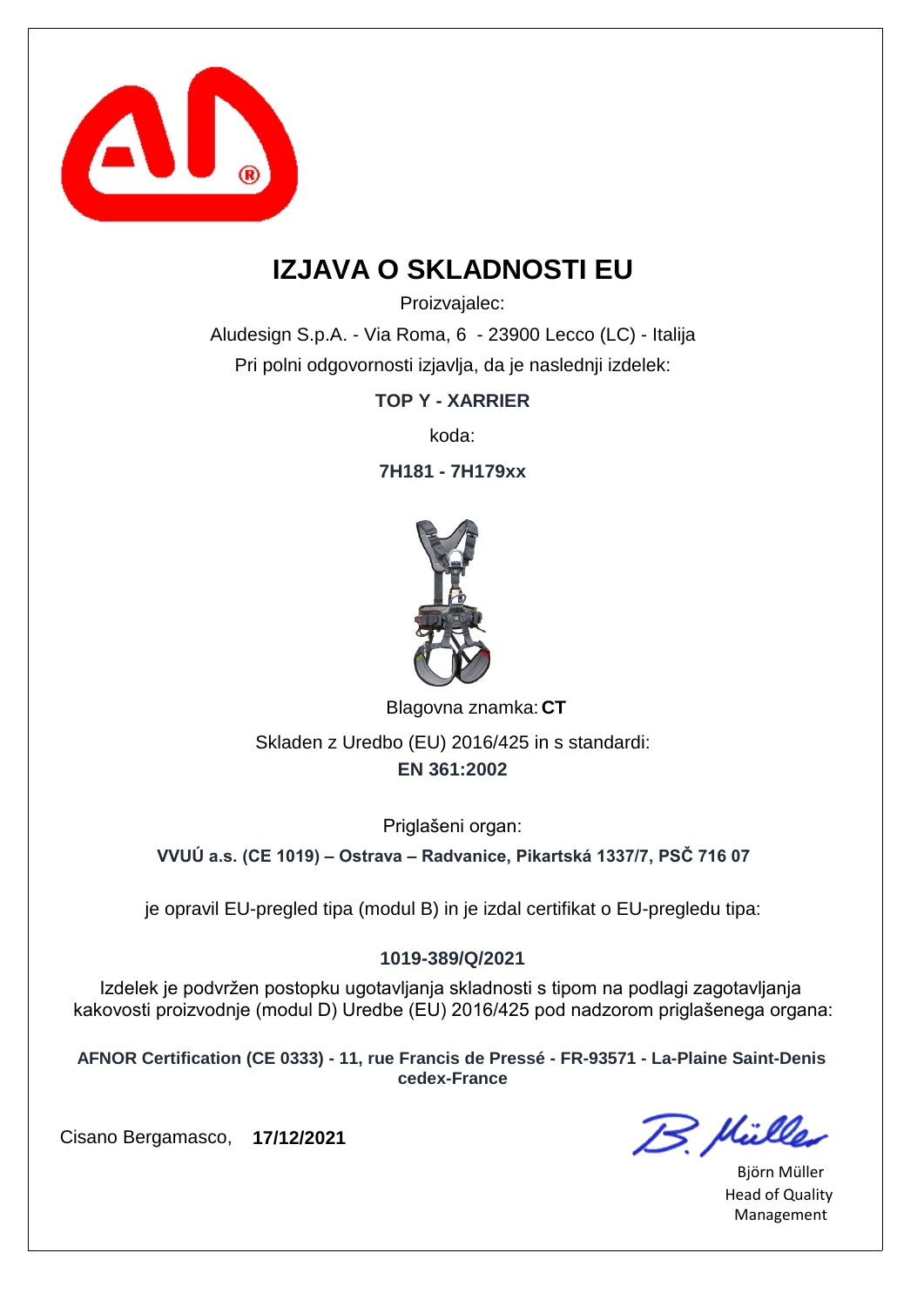# IZJAVA O SKLADNOSTI EU

Proizvajalec:

Aludesign S.p.A. - Via Roma, 6 - 23900 Lecco (LC) - Italija

Pri polni odgovornosti izjavlja, da je naslednji izdelek:

**TOP Y - XARRIER**

koda:

**7H181 - 7H179xx**

Blagovna znamka: **CT**

Skladen z Uredbo (EU) 2016/425 in s standardi:

**EN 361:2002**

Priglašeni organ:

**VVUÚ a.s. (CE 1019) – Ostrava – Radvanice, Pikartská 1337/7, PSČ 716 07**

je opravil EU-pregled tipa (modul B) in je izdal certifikat o EU-pregledu tipa:

**1019-389/Q/2021**

Izdelek je podvržen postopku ugotavljanja skladnosti s tipom na podlagi zagotavljanja kakovosti proizvodnje (modul D) Uredbe (EU) 2016/425 pod nadzorom priglašenega organa:

**AFNOR Certification (CE 0333) - 11, rue Francis de Pressé - FR-93571 - La-Plaine Saint-Denis cedex-France**

Cisano Bergamasco, **17/12/2021**

B. Müller

Björn Müller
Head of Quality Management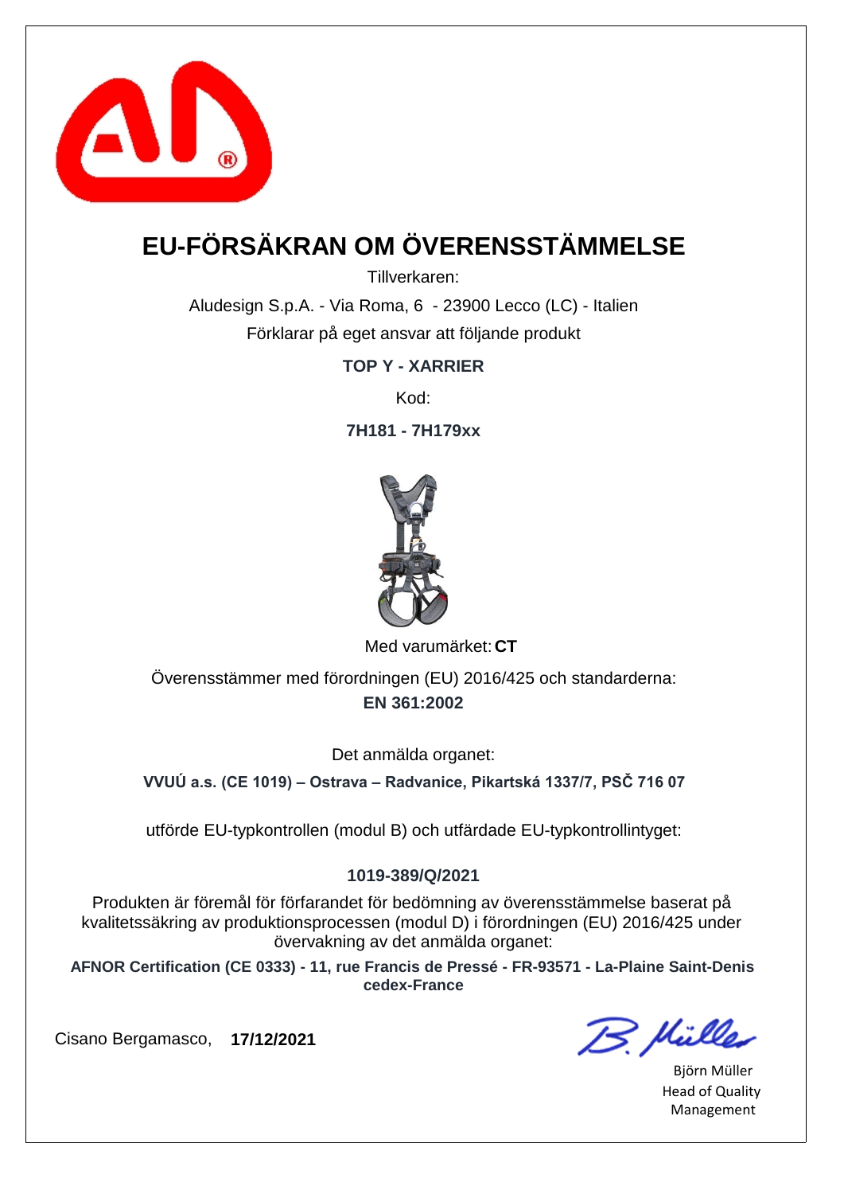# EU-FÖRSÄKRAN OM ÖVERENSSTÄMMELSE

Tillverkaren:

Aludesign S.p.A. - Via Roma, 6 - 23900 Lecco (LC) - Italien

Förklarar på eget ansvar att följande produkt

**TOP Y - XARRIER**

Kod:

**7H181 - 7H179xx**

Med varumärket: **CT**

Överensstämmer med förordningen (EU) 2016/425 och standarderna:

**EN 361:2002**

Det anmälda organet:

**VVUÚ a.s. (CE 1019) – Ostrava – Radvanice, Pikartská 1337/7, PSČ 716 07**

utförde EU-typkontrollen (modul B) och utfärdade EU-typkontrollintyget:

**1019-389/Q/2021**

Produkten är föremål för förfarandet för bedömning av överensstämmelse baserat på kvalitetssäkring av produktionsprocessen (modul D) i förordningen (EU) 2016/425 under övervakning av det anmälda organet:

**AFNOR Certification (CE 0333) - 11, rue Francis de Pressé - FR-93571 - La-Plaine Saint-Denis cedex-France**

Cisano Bergamasco, **17/12/2021**

Björn Müller
Head of Quality Management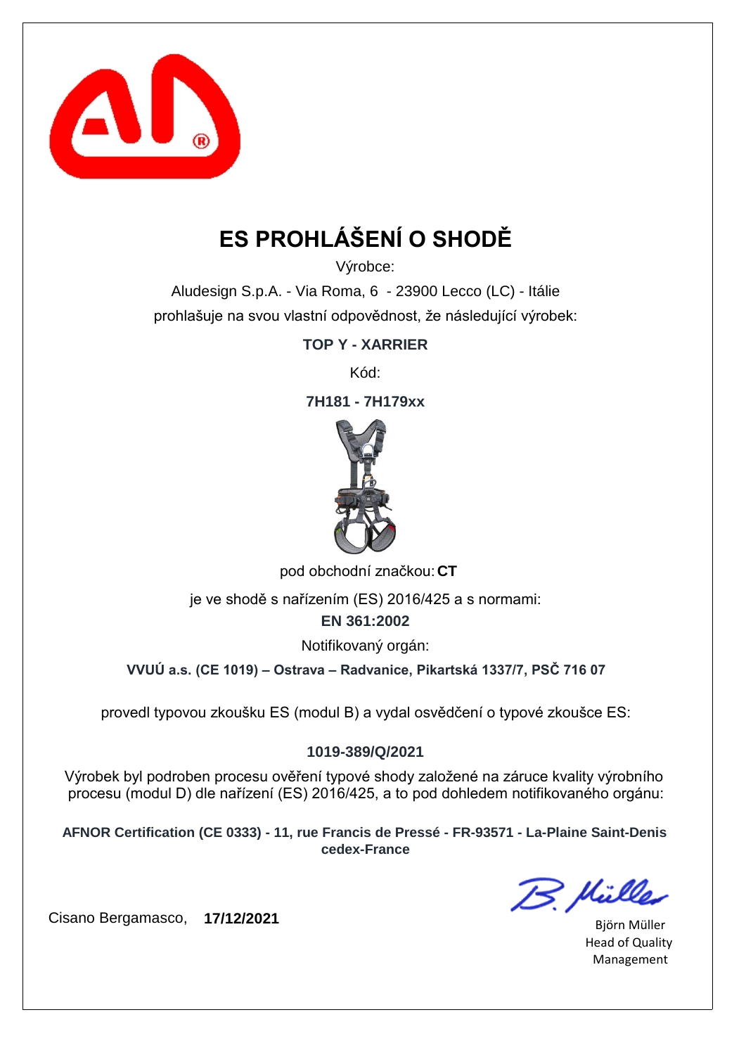# ES PROHLÁŠENÍ O SHODĚ

Výrobce:

Aludesign S.p.A. - Via Roma, 6 - 23900 Lecco (LC) - Itálie

prohlašuje na svou vlastní odpovědnost, že následující výrobek:

**TOP Y - XARRIER**

Kód:

**7H181 - 7H179xx**

pod obchodní značkou: **CT**

je ve shodě s nařízením (ES) 2016/425 a s normami:

**EN 361:2002**

Notifikovaný orgán:

**VVUÚ a.s. (CE 1019) – Ostrava – Radvanice, Pikartská 1337/7, PSČ 716 07**

provedl typovou zkoušku ES (modul B) a vydal osvědčení o typové zkoušce ES:

**1019-389/Q/2021**

Výrobek byl podroben procesu ověření typové shody založené na záruce kvality výrobního procesu (modul D) dle nařízení (ES) 2016/425, a to pod dohledem notifikovaného orgánu:

**AFNOR Certification (CE 0333) - 11, rue Francis de Pressé - FR-93571 - La-Plaine Saint-Denis cedex-France**

Cisano Bergamasco, **17/12/2021**

Björn Müller
Head of Quality Management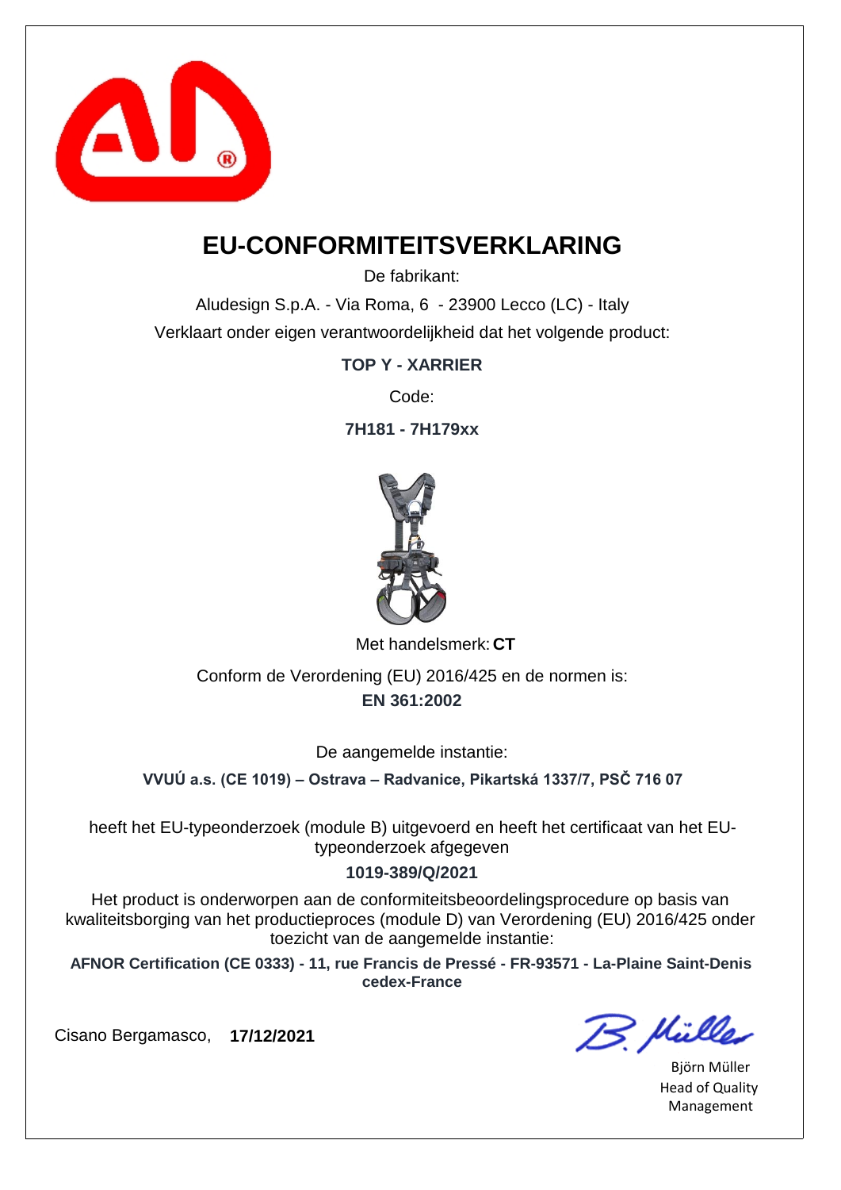# EU-CONFORMITEITSVERKLARING

De fabrikant:

Aludesign S.p.A. - Via Roma, 6 - 23900 Lecco (LC) - Italy

Verklaart onder eigen verantwoordelijkheid dat het volgende product:

**TOP Y - XARRIER**

Code:

**7H181 - 7H179xx**

Met handelsmerk: **CT**

Conform de Verordening (EU) 2016/425 en de normen is:

**EN 361:2002**

De aangemelde instantie:

**VVUÚ a.s. (CE 1019) – Ostrava – Radvanice, Pikartská 1337/7, PSČ 716 07**

heeft het EU-typeonderzoek (module B) uitgevoerd en heeft het certificaat van het EU-typeonderzoek afgegeven

**1019-389/Q/2021**

Het product is onderworpen aan de conformiteitsbeoordelingsprocedure op basis van kwaliteitsborging van het productieproces (module D) van Verordening (EU) 2016/425 onder toezicht van de aangemelde instantie:

**AFNOR Certification (CE 0333) - 11, rue Francis de Pressé - FR-93571 - La-Plaine Saint-Denis cedex-France**

Cisano Bergamasco, **17/12/2021**

Björn Müller
Head of Quality Management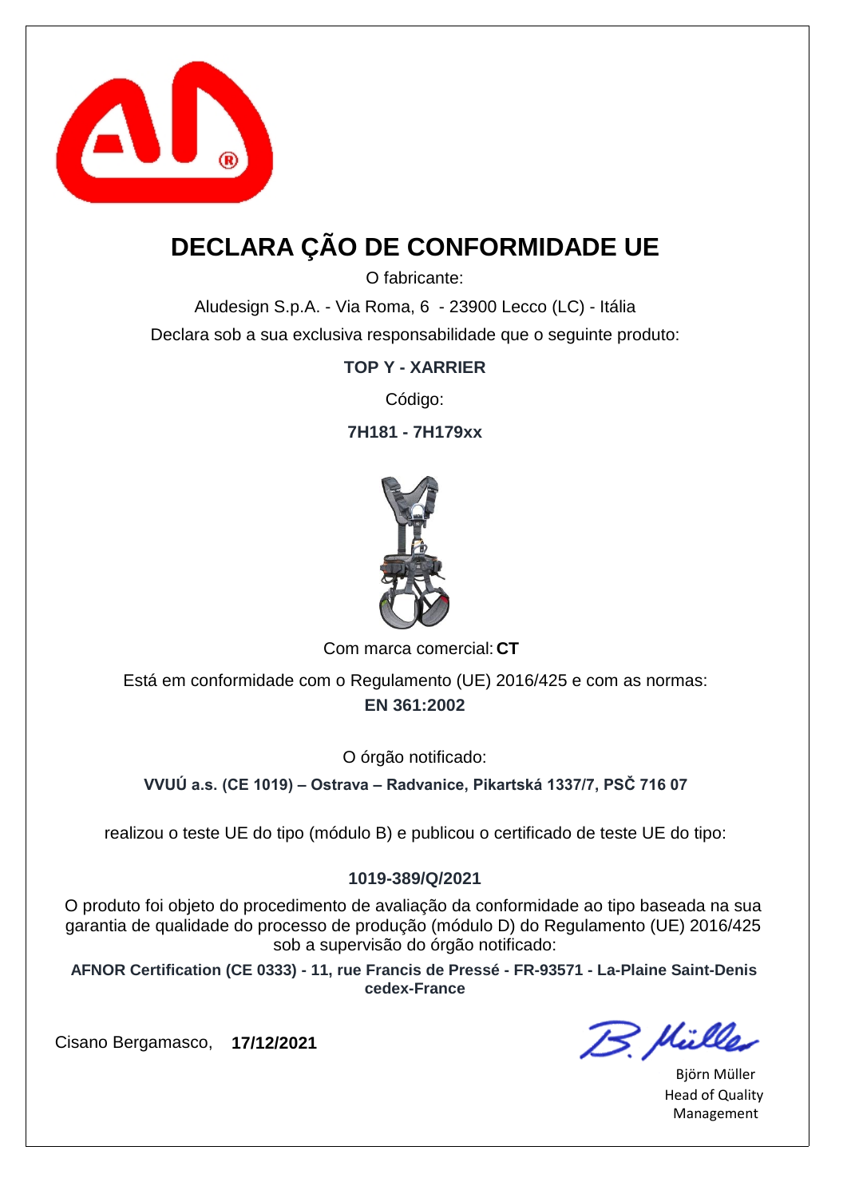# DECLARA ÇÃO DE CONFORMIDADE UE

O fabricante:

Aludesign S.p.A. - Via Roma, 6 - 23900 Lecco (LC) - Itália

Declara sob a sua exclusiva responsabilidade que o seguinte produto:

**TOP Y - XARRIER**

Código:

**7H181 - 7H179xx**

Com marca comercial: **CT**

Está em conformidade com o Regulamento (UE) 2016/425 e com as normas:

**EN 361:2002**

O órgão notificado:

**VVUÚ a.s. (CE 1019) – Ostrava – Radvanice, Pikartská 1337/7, PSČ 716 07**

realizou o teste UE do tipo (módulo B) e publicou o certificado de teste UE do tipo:

**1019-389/Q/2021**

O produto foi objeto do procedimento de avaliação da conformidade ao tipo baseada na sua garantia de qualidade do processo de produção (módulo D) do Regulamento (UE) 2016/425 sob a supervisão do órgão notificado:

**AFNOR Certification (CE 0333) - 11, rue Francis de Pressé - FR-93571 - La-Plaine Saint-Denis cedex-France**

Cisano Bergamasco, **17/12/2021**

Björn Müller
Head of Quality Management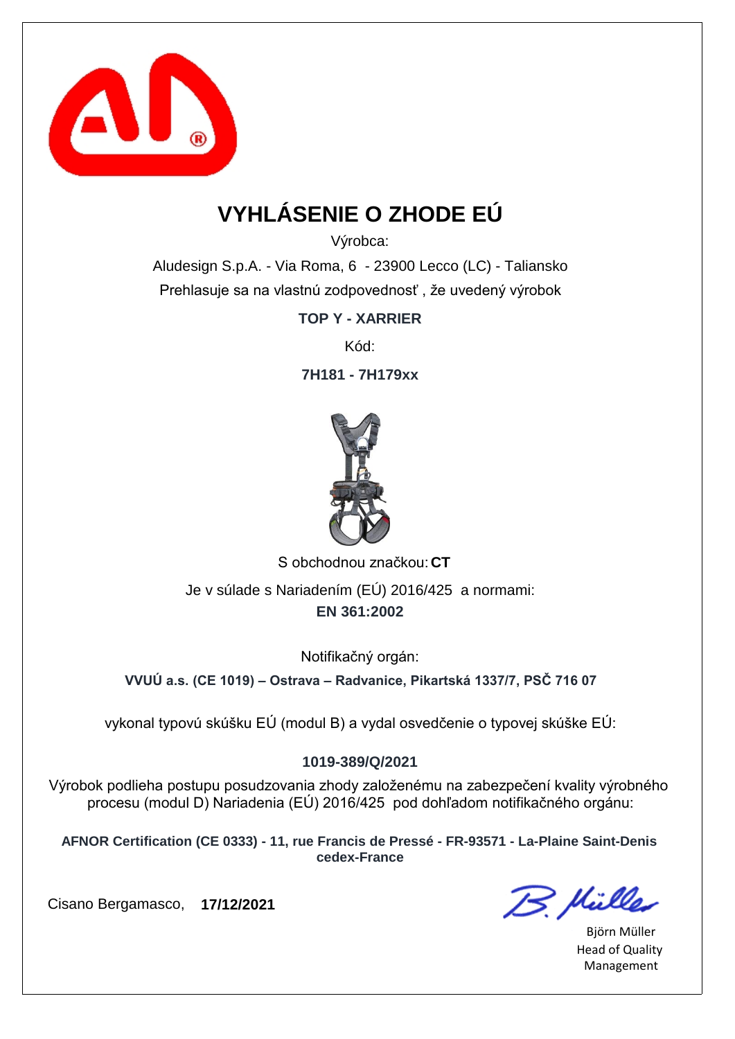# VYHLÁSENIE O ZHODE EÚ

Výrobca:

Aludesign S.p.A. - Via Roma, 6 - 23900 Lecco (LC) - Taliansko

Prehlasuje sa na vlastnú zodpovednosť , že uvedený výrobok

**TOP Y - XARRIER**

Kód:

**7H181 - 7H179xx**

S obchodnou značkou: **CT**

Je v súlade s Nariadením (EÚ) 2016/425 a normami:

**EN 361:2002**

Notifikačný orgán:

**VVUÚ a.s. (CE 1019) – Ostrava – Radvanice, Pikartská 1337/7, PSČ 716 07**

vykonal typovú skúšku EÚ (modul B) a vydal osvedčenie o typovej skúške EÚ:

**1019-389/Q/2021**

Výrobok podlieha postupu posudzovania zhody založenému na zabezpečení kvality výrobného procesu (modul D) Nariadenia (EÚ) 2016/425 pod dohľadom notifikačného orgánu:

**AFNOR Certification (CE 0333) - 11, rue Francis de Pressé - FR-93571 - La-Plaine Saint-Denis cedex-France**

Cisano Bergamasco, **17/12/2021**

Björn Müller
Head of Quality Management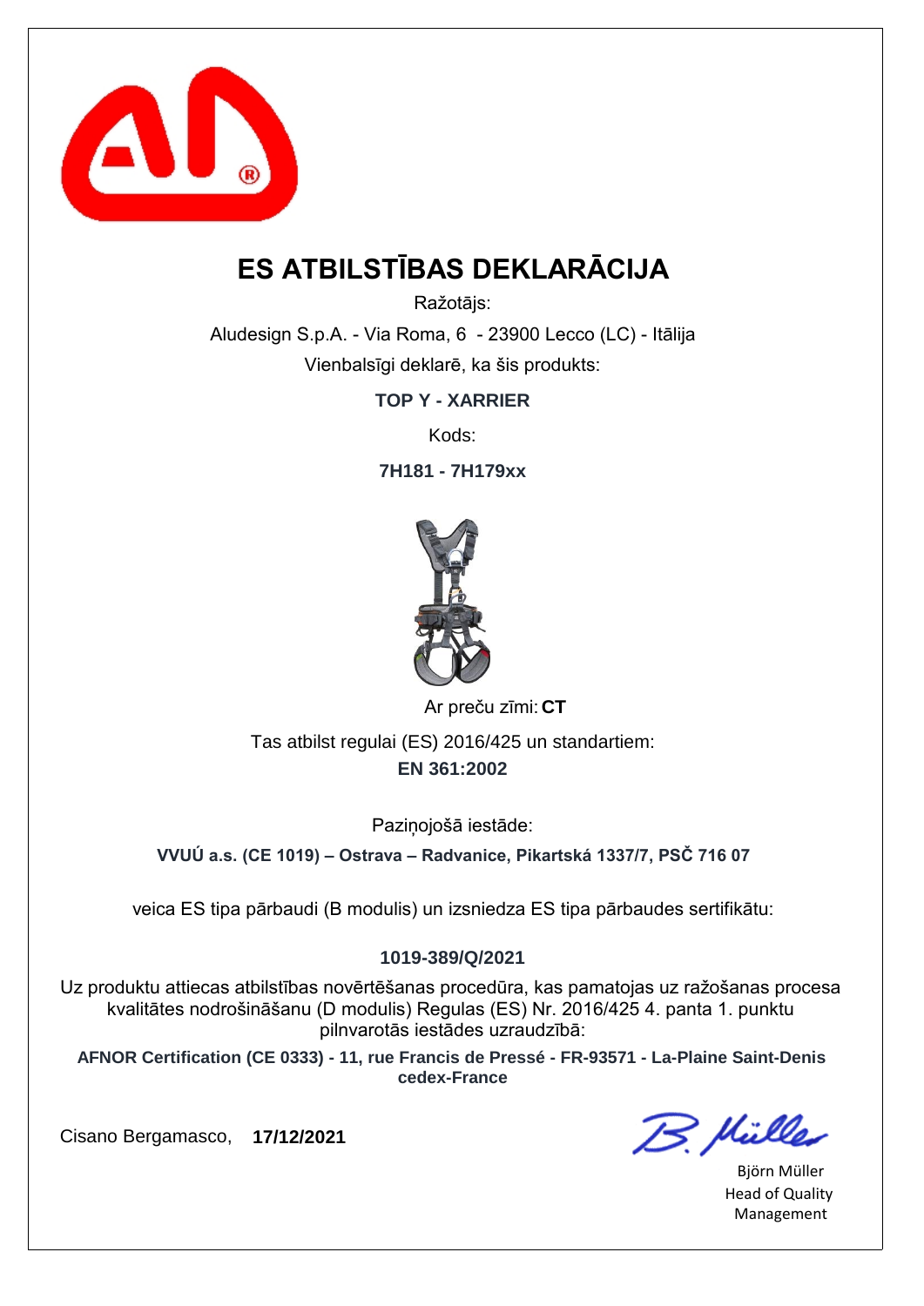# ES ATBILSTĪBAS DEKLARĀCIJA

Ražotājs:

Aludesign S.p.A. - Via Roma, 6 - 23900 Lecco (LC) - Itālija

Vienbalsīgi deklarē, ka šis produkts:

**TOP Y - XARRIER**

Kods:

**7H181 - 7H179xx**

Ar preču zīmi: **CT**

Tas atbilst regulai (ES) 2016/425 un standartiem:

**EN 361:2002**

Paziņojošā iestāde:

**VVUÚ a.s. (CE 1019) – Ostrava – Radvanice, Pikartská 1337/7, PSČ 716 07**

veica ES tipa pārbaudi (B modulis) un izsniedza ES tipa pārbaudes sertifikātu:

**1019-389/Q/2021**

Uz produktu attiecas atbilstības novērtēšanas procedūra, kas pamatojas uz ražošanas procesa kvalitātes nodrošināšanu (D modulis) Regulas (ES) Nr. 2016/425 4. panta 1. punktu pilnvarotās iestādes uzraudzībā:

**AFNOR Certification (CE 0333) - 11, rue Francis de Pressé - FR-93571 - La-Plaine Saint-Denis cedex-France**

Cisano Bergamasco, **17/12/2021**

Björn Müller
Head of Quality Management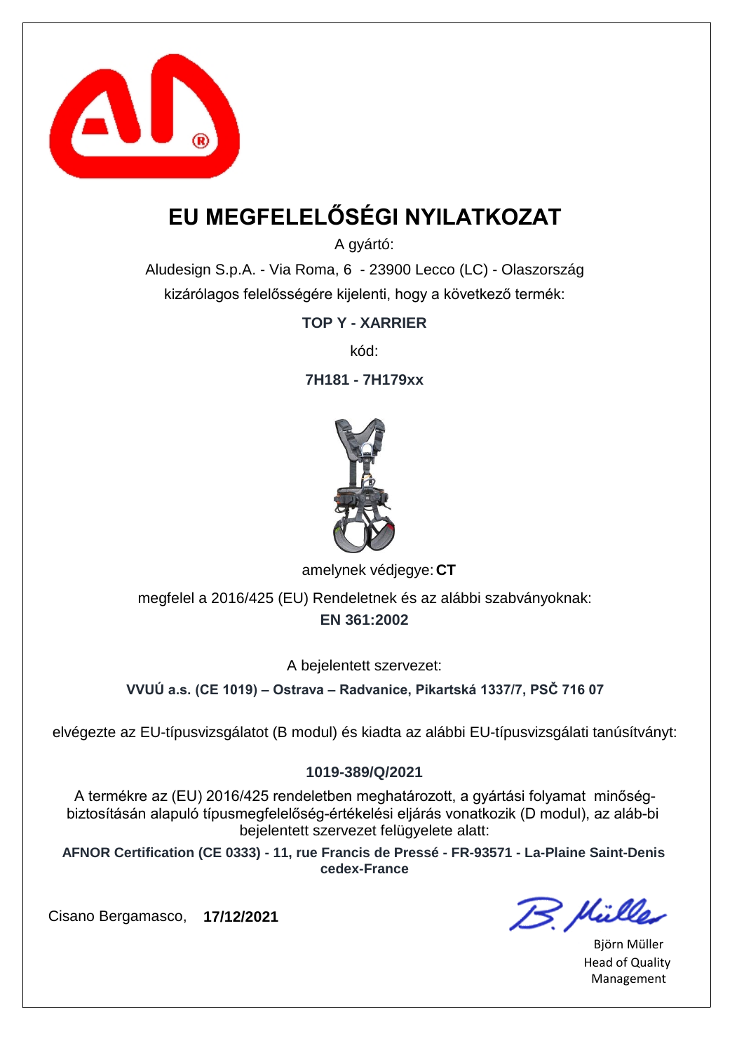# EU MEGFELELŐSÉGI NYILATKOZAT

A gyártó:

Aludesign S.p.A. - Via Roma, 6 - 23900 Lecco (LC) - Olaszország

kizárólagos felelősségére kijelenti, hogy a következő termék:

**TOP Y - XARRIER**

kód:

**7H181 - 7H179xx**

amelynek védjegye: **CT**

megfelel a 2016/425 (EU) Rendeletnek és az alábbi szabványoknak:

**EN 361:2002**

A bejelentett szervezet:

**VVUÚ a.s. (CE 1019) – Ostrava – Radvanice, Pikartská 1337/7, PSČ 716 07**

elvégezte az EU-típusvizsgálatot (B modul) és kiadta az alábbi EU-típusvizsgálati tanúsítványt:

**1019-389/Q/2021**

A termékre az (EU) 2016/425 rendeletben meghatározott, a gyártási folyamat minőség-biztosításán alapuló típusmegfelelőség-értékelési eljárás vonatkozik (D modul), az aláb-bi bejelentett szervezet felügyelete alatt:

**AFNOR Certification (CE 0333) - 11, rue Francis de Pressé - FR-93571 - La-Plaine Saint-Denis cedex-France**

Cisano Bergamasco, **17/12/2021**

Björn Müller
Head of Quality Management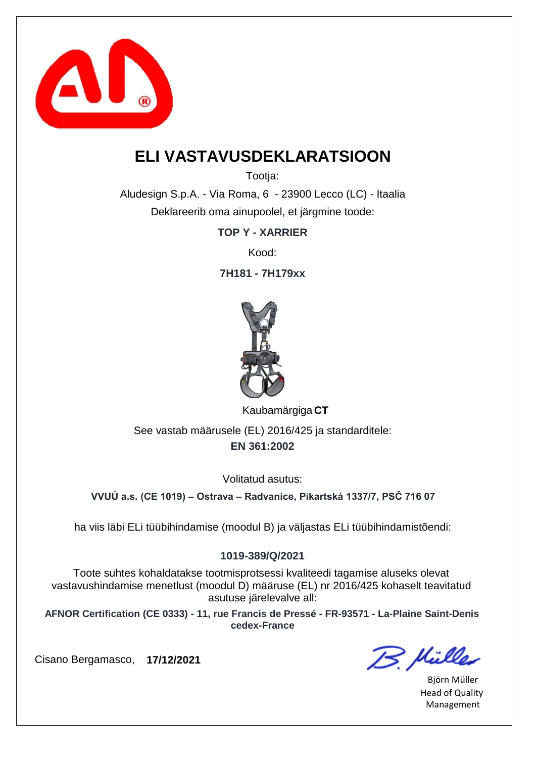# ELI VASTAVUSDEKLARATSIOON

Tootja:

Aludesign S.p.A. - Via Roma, 6 - 23900 Lecco (LC) - Itaalia

Deklareerib oma ainupoolel, et järgmine toode:

**TOP Y - XARRIER**

Kood:

**7H181 - 7H179xx**

Kaubamärgiga **CT**

See vastab määrusele (EL) 2016/425 ja standarditele:

**EN 361:2002**

Volitatud asutus:

**VVUÚ a.s. (CE 1019) – Ostrava – Radvanice, Pikartská 1337/7, PSČ 716 07**

ha viis läbi ELi tüübihindamise (moodul B) ja väljastas ELi tüübihindamistõendi:

**1019-389/Q/2021**

Toote suhtes kohaldatakse tootmisprotsessi kvaliteedi tagamise aluseks olevat vastavushindamise menetlust (moodul D) määruse (EL) nr 2016/425 kohaselt teavitatud asutuse järelevalve all:

**AFNOR Certification (CE 0333) - 11, rue Francis de Pressé - FR-93571 - La-Plaine Saint-Denis cedex-France**

Cisano Bergamasco, **17/12/2021**

Björn Müller
Head of Quality Management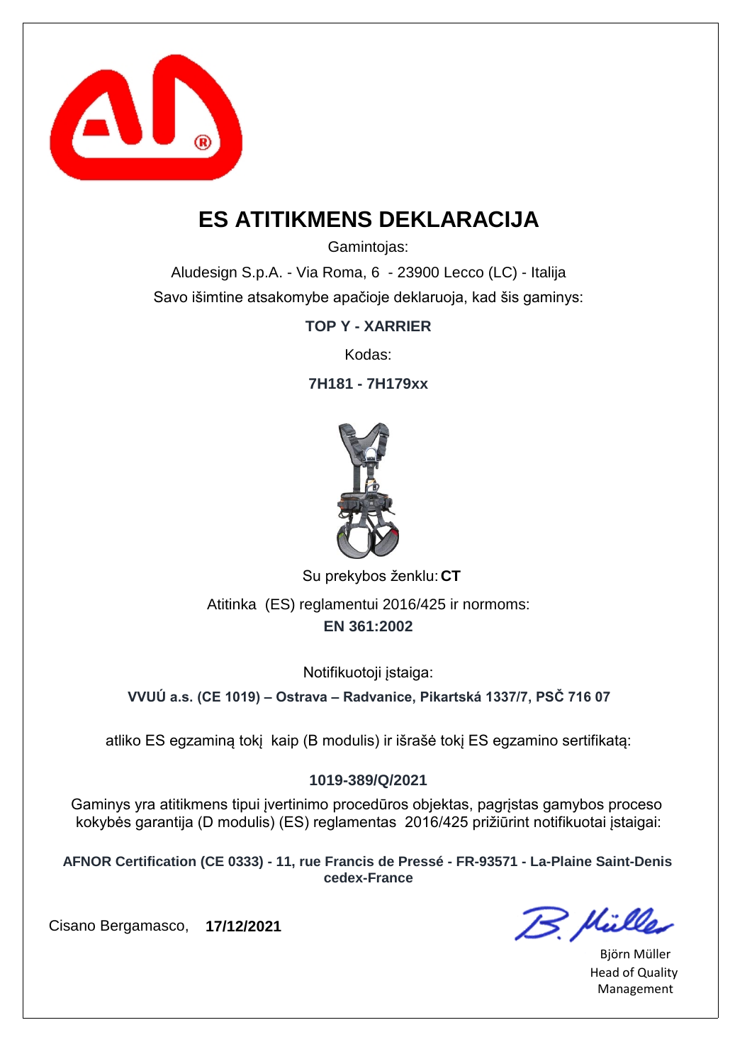# ES ATITIKMENS DEKLARACIJA

Gamintojas:

Aludesign S.p.A. - Via Roma, 6 - 23900 Lecco (LC) - Italija

Savo išimtine atsakomybe apačioje deklaruoja, kad šis gaminys:

**TOP Y - XARRIER**

Kodas:

**7H181 - 7H179xx**

Su prekybos ženklu: **CT**

Atitinka (ES) reglamentui 2016/425 ir normoms:

**EN 361:2002**

Notifikuotoji įstaiga:

**VVUÚ a.s. (CE 1019) – Ostrava – Radvanice, Pikartská 1337/7, PSČ 716 07**

atliko ES egzaminą tokį kaip (B modulis) ir išrašė tokį ES egzamino sertifikatą:

**1019-389/Q/2021**

Gaminys yra atitikmens tipui įvertinimo procedūros objektas, pagrįstas gamybos proceso kokybės garantija (D modulis) (ES) reglamentas 2016/425 prižiūrint notifikuotai įstaigai:

**AFNOR Certification (CE 0333) - 11, rue Francis de Pressé - FR-93571 - La-Plaine Saint-Denis cedex-France**

Cisano Bergamasco, **17/12/2021**

Björn Müller
Head of Quality Management